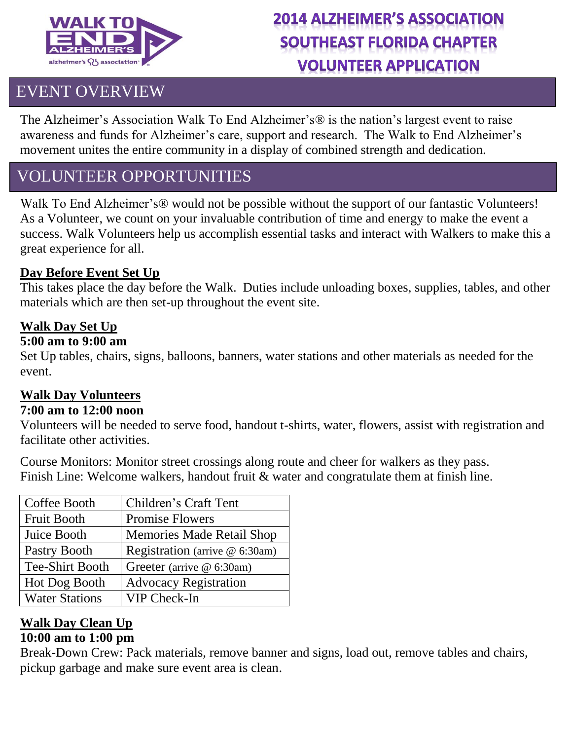# 2014 ALZHEIMER'S ASSOCIATION SOUTHEAST FLORIDA CHAPTER VOLUNTEER APPLICATION

## EVENT OVERVIEW

The Alzheimer's Association Walk To End Alzheimer's® is the nation's largest event to raise awareness and funds for Alzheimer's care, support and research. The Walk to End Alzheimer's movement unites the entire community in a display of combined strength and dedication.

## VOLUNTEER OPPORTUNITIES

Walk To End Alzheimer's® would not be possible without the support of our fantastic Volunteers! As a Volunteer, we count on your invaluable contribution of time and energy to make the event a success. Walk Volunteers help us accomplish essential tasks and interact with Walkers to make this a great experience for all.

### Day Before Event Set Up

This takes place the day before the Walk. Duties include unloading boxes, supplies, tables, and other materials which are then set-up throughout the event site.

### Walk Day Set Up

**5:00 am to 9:00 am**

Set Up tables, chairs, signs, balloons, banners, water stations and other materials as needed for the event.

### Walk Day Volunteers

**7:00 am to 12:00 noon**

Volunteers will be needed to serve food, handout t-shirts, water, flowers, assist with registration and facilitate other activities.

Course Monitors: Monitor street crossings along route and cheer for walkers as they pass.
Finish Line: Welcome walkers, handout fruit & water and congratulate them at finish line.

| Coffee Booth | Children's Craft Tent |
|---|---|
| Fruit Booth | Promise Flowers |
| Juice Booth | Memories Made Retail Shop |
| Pastry Booth | Registration (arrive @ 6:30am) |
| Tee-Shirt Booth | Greeter (arrive @ 6:30am) |
| Hot Dog Booth | Advocacy Registration |
| Water Stations | VIP Check-In |

### Walk Day Clean Up

**10:00 am to 1:00 pm**

Break-Down Crew: Pack materials, remove banner and signs, load out, remove tables and chairs, pickup garbage and make sure event area is clean.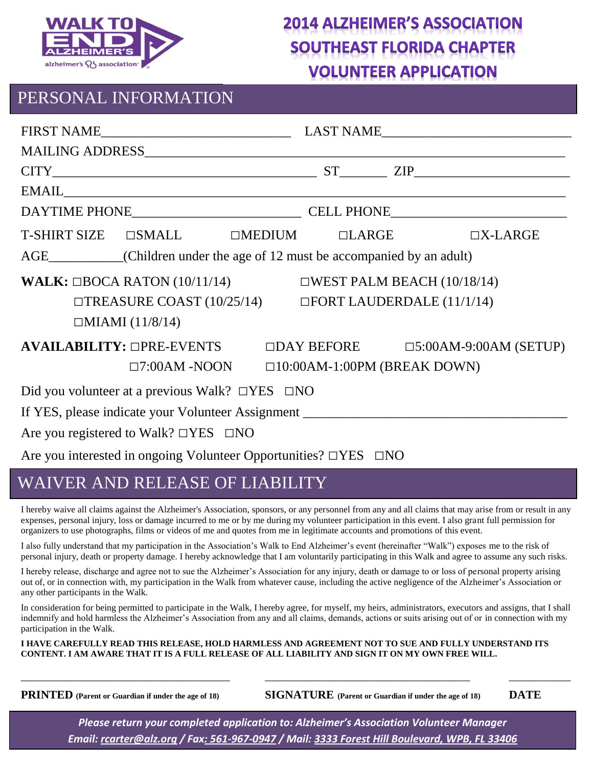# 2014 ALZHEIMER'S ASSOCIATION SOUTHEAST FLORIDA CHAPTER VOLUNTEER APPLICATION

WALK TO END ALZHEIMER'S
alzheimer's association

## PERSONAL INFORMATION

FIRST NAME____________________________ LAST NAME____________________________

MAILING ADDRESS_______________________________________________________________

CITY_______________________________________ ST_______ ZIP_______________________

EMAIL__________________________________________________________________________

DAYTIME PHONE_________________________ CELL PHONE__________________________

T-SHIRT SIZE ☐SMALL ☐MEDIUM ☐LARGE ☐X-LARGE

AGE___________(Children under the age of 12 must be accompanied by an adult)

**WALK:** ☐BOCA RATON (10/11/14) ☐WEST PALM BEACH (10/18/14) ☐TREASURE COAST (10/25/14) ☐FORT LAUDERDALE (11/1/14) ☐MIAMI (11/8/14)

**AVAILABILITY:** ☐PRE-EVENTS ☐DAY BEFORE ☐5:00AM-9:00AM (SETUP) ☐7:00AM -NOON ☐10:00AM-1:00PM (BREAK DOWN)

Did you volunteer at a previous Walk? ☐YES ☐NO

If YES, please indicate your Volunteer Assignment _______________________________________

Are you registered to Walk? ☐YES ☐NO

Are you interested in ongoing Volunteer Opportunities? ☐YES ☐NO

## WAIVER AND RELEASE OF LIABILITY

I hereby waive all claims against the Alzheimer's Association, sponsors, or any personnel from any and all claims that may arise from or result in any expenses, personal injury, loss or damage incurred to me or by me during my volunteer participation in this event. I also grant full permission for organizers to use photographs, films or videos of me and quotes from me in legitimate accounts and promotions of this event.

I also fully understand that my participation in the Association's Walk to End Alzheimer's event (hereinafter "Walk") exposes me to the risk of personal injury, death or property damage. I hereby acknowledge that I am voluntarily participating in this Walk and agree to assume any such risks.

I hereby release, discharge and agree not to sue the Alzheimer's Association for any injury, death or damage to or loss of personal property arising out of, or in connection with, my participation in the Walk from whatever cause, including the active negligence of the Alzheimer's Association or any other participants in the Walk.

In consideration for being permitted to participate in the Walk, I hereby agree, for myself, my heirs, administrators, executors and assigns, that I shall indemnify and hold harmless the Alzheimer's Association from any and all claims, demands, actions or suits arising out of or in connection with my participation in the Walk.

**I HAVE CAREFULLY READ THIS RELEASE, HOLD HARMLESS AND AGREEMENT NOT TO SUE AND FULLY UNDERSTAND ITS CONTENT. I AM AWARE THAT IT IS A FULL RELEASE OF ALL LIABILITY AND SIGN IT ON MY OWN FREE WILL.**

_________________________________ _________________________________ ___________

**PRINTED** **(Parent or Guardian if under the age of 18)** **SIGNATURE** **(Parent or Guardian if under the age of 18)** **DATE**

***Please return your completed application to: Alzheimer's Association Volunteer Manager***
***Email: rcarter@alz.org / Fax: 561-967-0947 / Mail: 3333 Forest Hill Boulevard, WPB, FL 33406***